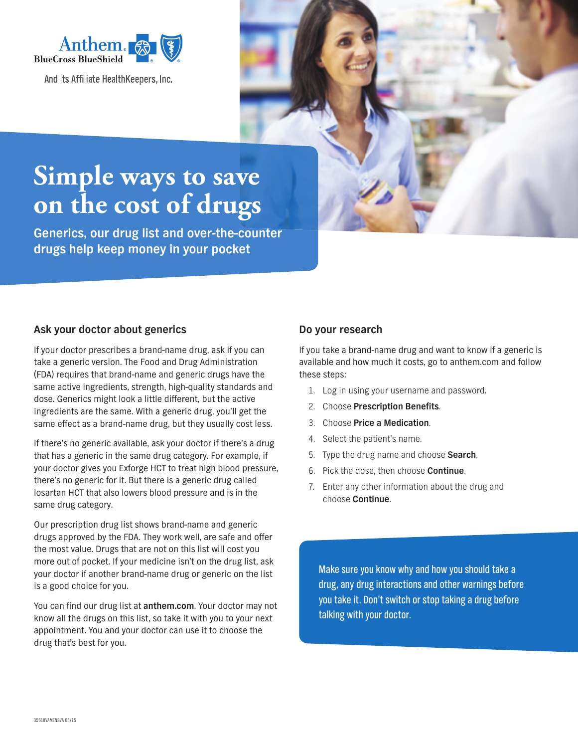Anthem BlueCross BlueShield

And Its Affiliate HealthKeepers, Inc.

# Simple ways to save on the cost of drugs

**Generics, our drug list and over-the-counter drugs help keep money in your pocket**

## Ask your doctor about generics

If your doctor prescribes a brand-name drug, ask if you can take a generic version. The Food and Drug Administration (FDA) requires that brand-name and generic drugs have the same active ingredients, strength, high-quality standards and dose. Generics might look a little different, but the active ingredients are the same. With a generic drug, you'll get the same effect as a brand-name drug, but they usually cost less.

If there's no generic available, ask your doctor if there's a drug that has a generic in the same drug category. For example, if your doctor gives you Exforge HCT to treat high blood pressure, there's no generic for it. But there is a generic drug called losartan HCT that also lowers blood pressure and is in the same drug category.

Our prescription drug list shows brand-name and generic drugs approved by the FDA. They work well, are safe and offer the most value. Drugs that are not on this list will cost you more out of pocket. If your medicine isn't on the drug list, ask your doctor if another brand-name drug or generic on the list is a good choice for you.

You can find our drug list at **anthem.com**. Your doctor may not know all the drugs on this list, so take it with you to your next appointment. You and your doctor can use it to choose the drug that's best for you.

## Do your research

If you take a brand-name drug and want to know if a generic is available and how much it costs, go to anthem.com and follow these steps:

1. Log in using your username and password.
2. Choose **Prescription Benefits**.
3. Choose **Price a Medication**.
4. Select the patient's name.
5. Type the drug name and choose **Search**.
6. Pick the dose, then choose **Continue**.
7. Enter any other information about the drug and choose **Continue**.

Make sure you know why and how you should take a drug, any drug interactions and other warnings before you take it. Don't switch or stop taking a drug before talking with your doctor.

35618VAMENBVA 05/15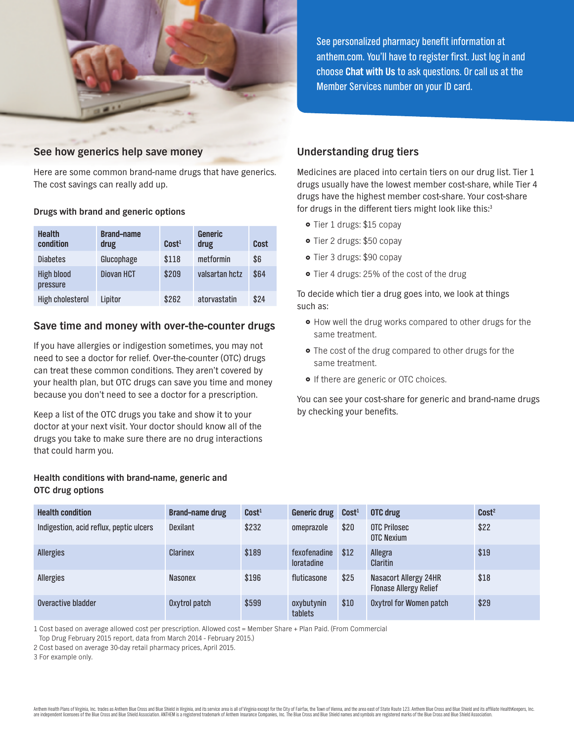See personalized pharmacy benefit information at anthem.com. You'll have to register first. Just log in and choose **Chat with Us** to ask questions. Or call us at the Member Services number on your ID card.

## See how generics help save money

Here are some common brand-name drugs that have generics. The cost savings can really add up.

### Drugs with brand and generic options

| Health condition | Brand-name drug | Cost[1] | Generic drug | Cost |
|---|---|---|---|---|
| Diabetes | Glucophage | $118 | metformin | $6 |
| High blood pressure | Diovan HCT | $209 | valsartan hctz | $64 |
| High cholesterol | Lipitor | $262 | atorvastatin | $24 |

## Save time and money with over-the-counter drugs

If you have allergies or indigestion sometimes, you may not need to see a doctor for relief. Over-the-counter (OTC) drugs can treat these common conditions. They aren't covered by your health plan, but OTC drugs can save you time and money because you don't need to see a doctor for a prescription.

Keep a list of the OTC drugs you take and show it to your doctor at your next visit. Your doctor should know all of the drugs you take to make sure there are no drug interactions that could harm you.

## Understanding drug tiers

Medicines are placed into certain tiers on our drug list. Tier 1 drugs usually have the lowest member cost-share, while Tier 4 drugs have the highest member cost-share. Your cost-share for drugs in the different tiers might look like this:[3]

- Tier 1 drugs: $15 copay
- Tier 2 drugs: $50 copay
- Tier 3 drugs: $90 copay
- Tier 4 drugs: 25% of the cost of the drug

To decide which tier a drug goes into, we look at things such as:

- How well the drug works compared to other drugs for the same treatment.
- The cost of the drug compared to other drugs for the same treatment.
- If there are generic or OTC choices.

You can see your cost-share for generic and brand-name drugs by checking your benefits.

### Health conditions with brand-name, generic and OTC drug options

| Health condition | Brand-name drug | Cost[1] | Generic drug | Cost[1] | OTC drug | Cost[2] |
|---|---|---|---|---|---|---|
| Indigestion, acid reflux, peptic ulcers | Dexilant | $232 | omeprazole | $20 | OTC Prilosec<br>OTC Nexium | $22 |
| Allergies | Clarinex | $189 | fexofenadine<br>loratadine | $12 | Allegra<br>Claritin | $19 |
| Allergies | Nasonex | $196 | fluticasone | $25 | Nasacort Allergy 24HR<br>Flonase Allergy Relief | $18 |
| Overactive bladder | Oxytrol patch | $599 | oxybutynin tablets | $10 | Oxytrol for Women patch | $29 |

1 Cost based on average allowed cost per prescription. Allowed cost = Member Share + Plan Paid. (From Commercial Top Drug February 2015 report, data from March 2014 - February 2015.)

2 Cost based on average 30-day retail pharmacy prices, April 2015.

3 For example only.

Anthem Health Plans of Virginia, Inc. trades as Anthem Blue Cross and Blue Shield in Virginia, and its service area is all of Virginia except for the City of Fairfax, the Town of Vienna, and the area east of State Route 123. Anthem Blue Cross and Blue Shield and its affiliate HealthKeepers, Inc. are independent licensees of the Blue Cross and Blue Shield Association. ANTHEM is a registered trademark of Anthem Insurance Companies, Inc. The Blue Cross and Blue Shield names and symbols are registered marks of the Blue Cross and Blue Shield Association.